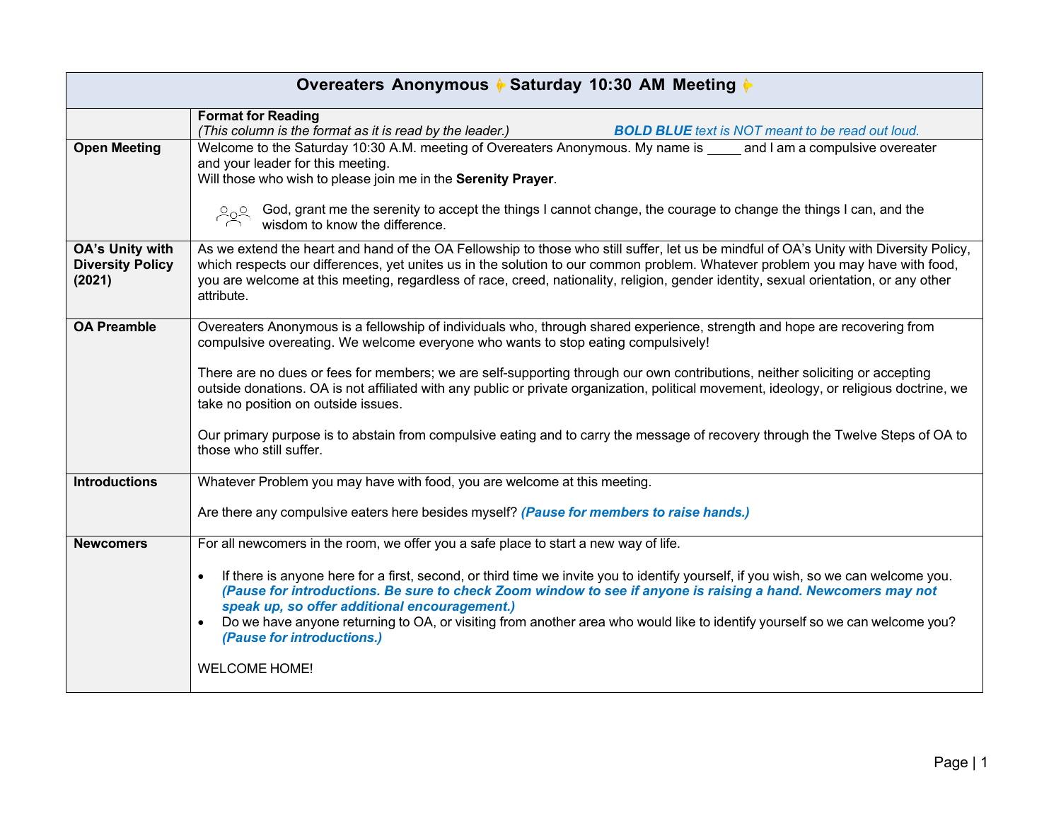# Overeaters Anonymous ✦ Saturday 10:30 AM Meeting ✦

| | **Format for Reading**<br>*(This column is the format as it is read by the leader.)* ***BOLD BLUE*** *text is NOT meant to be read out loud.* |
|---|---|
| **Open Meeting** | Welcome to the Saturday 10:30 A.M. meeting of Overeaters Anonymous. My name is _____ and I am a compulsive overeater and your leader for this meeting.<br>Will those who wish to please join me in the **Serenity Prayer**.<br><br>God, grant me the serenity to accept the things I cannot change, the courage to change the things I can, and the wisdom to know the difference. |
| **OA's Unity with Diversity Policy (2021)** | As we extend the heart and hand of the OA Fellowship to those who still suffer, let us be mindful of OA's Unity with Diversity Policy, which respects our differences, yet unites us in the solution to our common problem. Whatever problem you may have with food, you are welcome at this meeting, regardless of race, creed, nationality, religion, gender identity, sexual orientation, or any other attribute. |
| **OA Preamble** | Overeaters Anonymous is a fellowship of individuals who, through shared experience, strength and hope are recovering from compulsive overeating. We welcome everyone who wants to stop eating compulsively!<br><br>There are no dues or fees for members; we are self-supporting through our own contributions, neither soliciting or accepting outside donations. OA is not affiliated with any public or private organization, political movement, ideology, or religious doctrine, we take no position on outside issues.<br><br>Our primary purpose is to abstain from compulsive eating and to carry the message of recovery through the Twelve Steps of OA to those who still suffer. |
| **Introductions** | Whatever Problem you may have with food, you are welcome at this meeting.<br><br>Are there any compulsive eaters here besides myself? ***(Pause for members to raise hands.)*** |
| **Newcomers** | For all newcomers in the room, we offer you a safe place to start a new way of life.<br><br>• If there is anyone here for a first, second, or third time we invite you to identify yourself, if you wish, so we can welcome you. ***(Pause for introductions. Be sure to check Zoom window to see if anyone is raising a hand. Newcomers may not speak up, so offer additional encouragement.)***<br>• Do we have anyone returning to OA, or visiting from another area who would like to identify yourself so we can welcome you? ***(Pause for introductions.)***<br><br>WELCOME HOME! |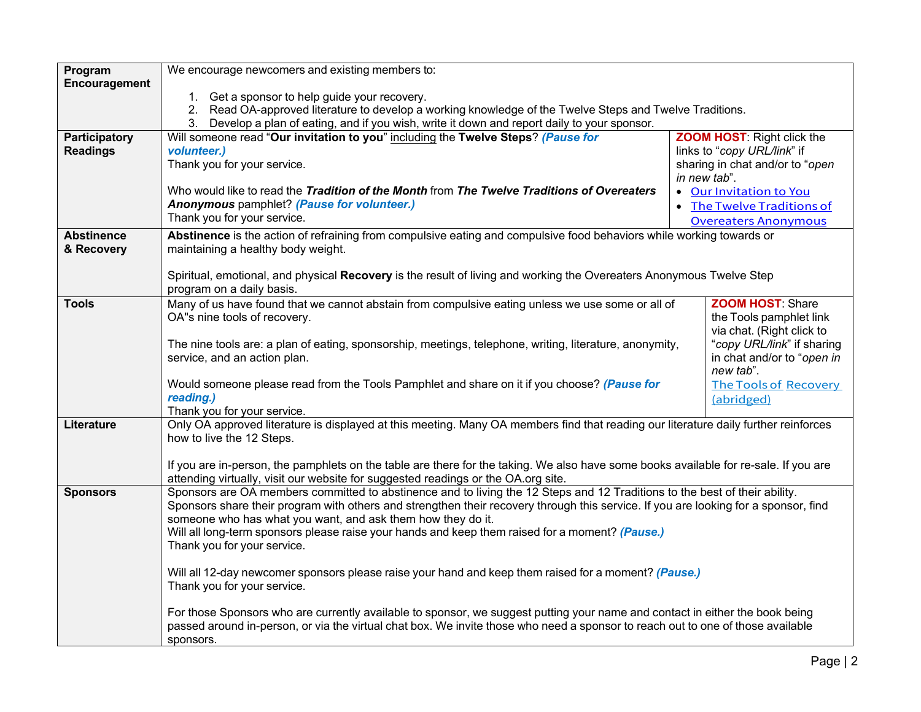| Program Encouragement | We encourage newcomers and existing members to:<br><br>1. Get a sponsor to help guide your recovery.<br>2. Read OA-approved literature to develop a working knowledge of the Twelve Steps and Twelve Traditions.<br>3. Develop a plan of eating, and if you wish, write it down and report daily to your sponsor. | |
|---|---|---|
| **Participatory Readings** | Will someone read "**Our invitation to you**" including the **Twelve Steps**? ***(Pause for volunteer.)***<br>Thank you for your service.<br><br>Who would like to read the ***Tradition of the Month*** from ***The Twelve Traditions of Overeaters Anonymous*** pamphlet? ***(Pause for volunteer.)***<br>Thank you for your service. | **ZOOM HOST**: Right click the links to "*copy URL/link*" if sharing in chat and/or to "*open in new tab*".<br>• Our Invitation to You<br>• The Twelve Traditions of Overeaters Anonymous |
| **Abstinence & Recovery** | **Abstinence** is the action of refraining from compulsive eating and compulsive food behaviors while working towards or maintaining a healthy body weight.<br><br>Spiritual, emotional, and physical **Recovery** is the result of living and working the Overeaters Anonymous Twelve Step program on a daily basis. | |
| **Tools** | Many of us have found that we cannot abstain from compulsive eating unless we use some or all of OA"s nine tools of recovery.<br><br>The nine tools are: a plan of eating, sponsorship, meetings, telephone, writing, literature, anonymity, service, and an action plan.<br><br>Would someone please read from the Tools Pamphlet and share on it if you choose? ***(Pause for reading.)***<br>Thank you for your service. | **ZOOM HOST**: Share the Tools pamphlet link via chat. (Right click to "*copy URL/link*" if sharing in chat and/or to "*open in new tab*".<br>The Tools of Recovery (abridged) |
| **Literature** | Only OA approved literature is displayed at this meeting. Many OA members find that reading our literature daily further reinforces how to live the 12 Steps.<br><br>If you are in-person, the pamphlets on the table are there for the taking. We also have some books available for re-sale. If you are attending virtually, visit our website for suggested readings or the OA.org site. | |
| **Sponsors** | Sponsors are OA members committed to abstinence and to living the 12 Steps and 12 Traditions to the best of their ability. Sponsors share their program with others and strengthen their recovery through this service. If you are looking for a sponsor, find someone who has what you want, and ask them how they do it.<br>Will all long-term sponsors please raise your hands and keep them raised for a moment? ***(Pause.)***<br>Thank you for your service.<br><br>Will all 12-day newcomer sponsors please raise your hand and keep them raised for a moment? ***(Pause.)***<br>Thank you for your service.<br><br>For those Sponsors who are currently available to sponsor, we suggest putting your name and contact in either the book being passed around in-person, or via the virtual chat box. We invite those who need a sponsor to reach out to one of those available sponsors. | |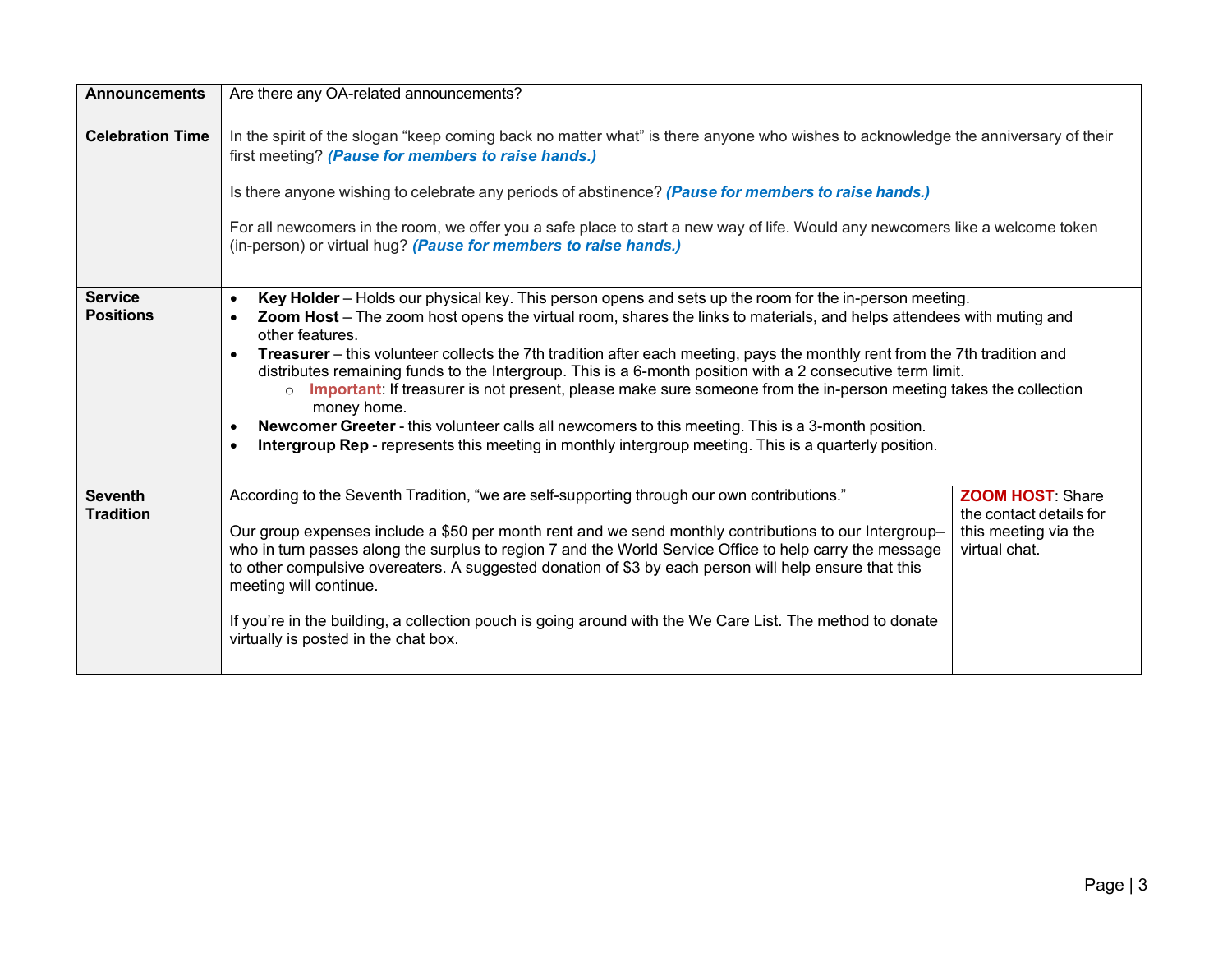| | | |
|---|---|---|
| **Announcements** | Are there any OA-related announcements? | |
| **Celebration Time** | In the spirit of the slogan "keep coming back no matter what" is there anyone who wishes to acknowledge the anniversary of their first meeting? ***(Pause for members to raise hands.)***<br><br>Is there anyone wishing to celebrate any periods of abstinence? ***(Pause for members to raise hands.)***<br><br>For all newcomers in the room, we offer you a safe place to start a new way of life. Would any newcomers like a welcome token (in-person) or virtual hug? ***(Pause for members to raise hands.)*** | |
| **Service Positions** | • **Key Holder** – Holds our physical key. This person opens and sets up the room for the in-person meeting.<br>• **Zoom Host** – The zoom host opens the virtual room, shares the links to materials, and helps attendees with muting and other features.<br>• **Treasurer** – this volunteer collects the 7th tradition after each meeting, pays the monthly rent from the 7th tradition and distributes remaining funds to the Intergroup. This is a 6-month position with a 2 consecutive term limit.<br>  ○ **Important**: If treasurer is not present, please make sure someone from the in-person meeting takes the collection money home.<br>• **Newcomer Greeter** - this volunteer calls all newcomers to this meeting. This is a 3-month position.<br>• **Intergroup Rep** - represents this meeting in monthly intergroup meeting. This is a quarterly position. | |
| **Seventh Tradition** | According to the Seventh Tradition, "we are self-supporting through our own contributions."<br><br>Our group expenses include a $50 per month rent and we send monthly contributions to our Intergroup– who in turn passes along the surplus to region 7 and the World Service Office to help carry the message to other compulsive overeaters. A suggested donation of $3 by each person will help ensure that this meeting will continue.<br><br>If you're in the building, a collection pouch is going around with the We Care List. The method to donate virtually is posted in the chat box. | **ZOOM HOST**: Share the contact details for this meeting via the virtual chat. |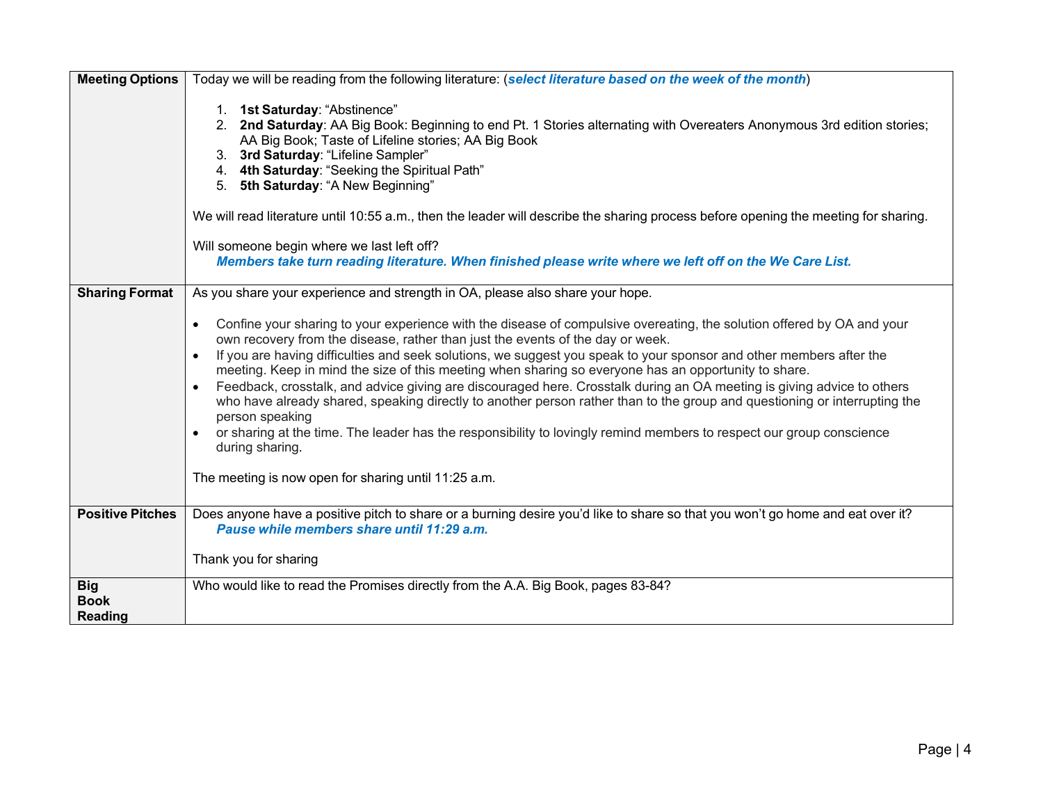| **Meeting Options** | Today we will be reading from the following literature: (***select literature based on the week of the month***)<br><br>1. **1st Saturday**: “Abstinence”<br>2. **2nd Saturday**: AA Big Book: Beginning to end Pt. 1 Stories alternating with Overeaters Anonymous 3rd edition stories; AA Big Book; Taste of Lifeline stories; AA Big Book<br>3. **3rd Saturday**: “Lifeline Sampler”<br>4. **4th Saturday**: “Seeking the Spiritual Path”<br>5. **5th Saturday**: “A New Beginning”<br><br>We will read literature until 10:55 a.m., then the leader will describe the sharing process before opening the meeting for sharing.<br><br>Will someone begin where we last left off?<br>***Members take turn reading literature. When finished please write where we left off on the We Care List.*** |
|---|---|
| **Sharing Format** | As you share your experience and strength in OA, please also share your hope.<br><br>• Confine your sharing to your experience with the disease of compulsive overeating, the solution offered by OA and your own recovery from the disease, rather than just the events of the day or week.<br>• If you are having difficulties and seek solutions, we suggest you speak to your sponsor and other members after the meeting. Keep in mind the size of this meeting when sharing so everyone has an opportunity to share.<br>• Feedback, crosstalk, and advice giving are discouraged here. Crosstalk during an OA meeting is giving advice to others who have already shared, speaking directly to another person rather than to the group and questioning or interrupting the person speaking<br>• or sharing at the time. The leader has the responsibility to lovingly remind members to respect our group conscience during sharing.<br><br>The meeting is now open for sharing until 11:25 a.m. |
| **Positive Pitches** | Does anyone have a positive pitch to share or a burning desire you’d like to share so that you won’t go home and eat over it?<br>***Pause while members share until 11:29 a.m.***<br><br>Thank you for sharing |
| **Big Book Reading** | Who would like to read the Promises directly from the A.A. Big Book, pages 83-84? |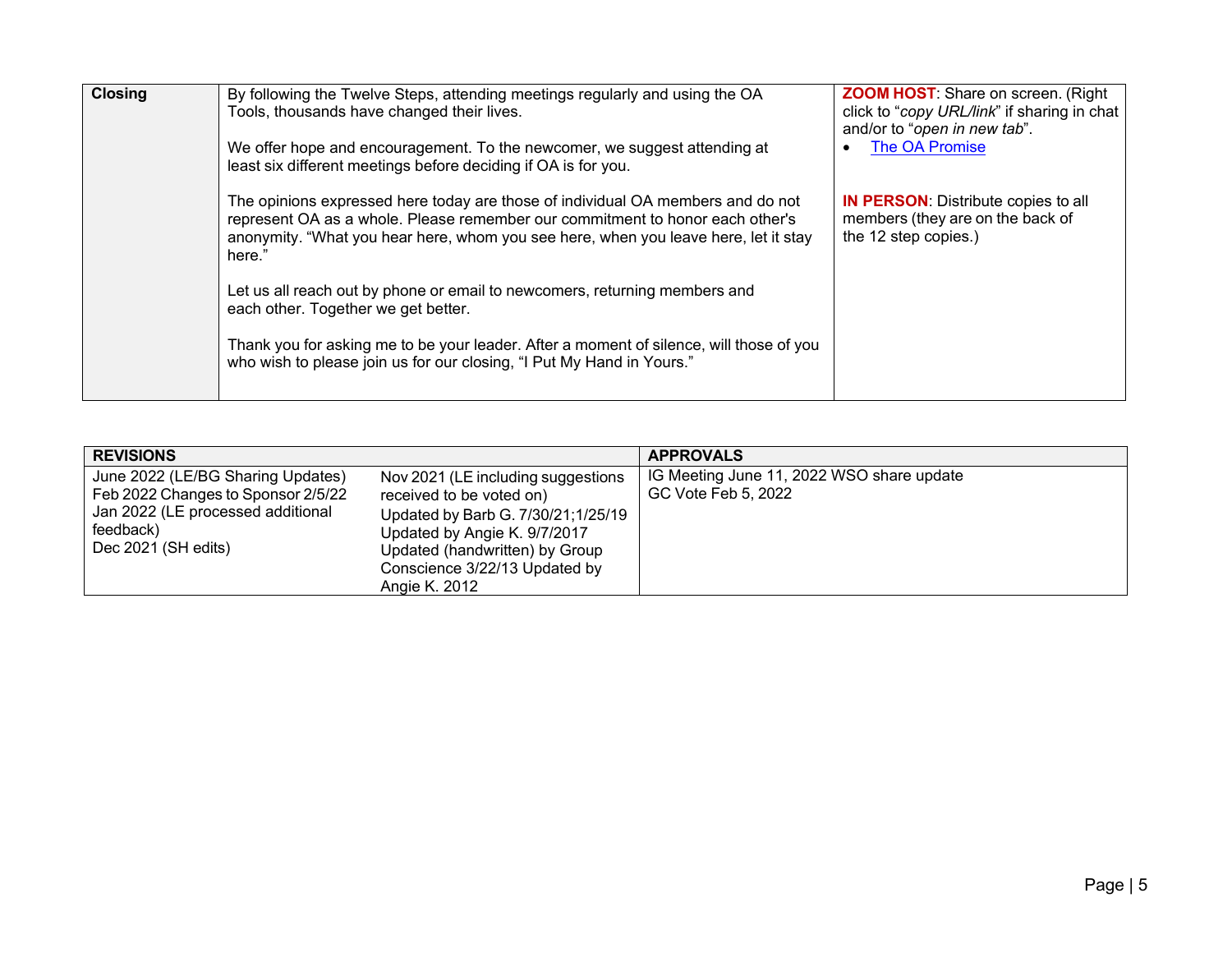| | | |
|---|---|---|
| **Closing** | By following the Twelve Steps, attending meetings regularly and using the OA Tools, thousands have changed their lives.<br><br>We offer hope and encouragement. To the newcomer, we suggest attending at least six different meetings before deciding if OA is for you.<br><br>The opinions expressed here today are those of individual OA members and do not represent OA as a whole. Please remember our commitment to honor each other's anonymity. "What you hear here, whom you see here, when you leave here, let it stay here."<br><br>Let us all reach out by phone or email to newcomers, returning members and each other. Together we get better.<br><br>Thank you for asking me to be your leader. After a moment of silence, will those of you who wish to please join us for our closing, "I Put My Hand in Yours." | **ZOOM HOST**: Share on screen. (Right click to "*copy URL/link*" if sharing in chat and/or to "*open in new tab*".<br>• The OA Promise<br><br>**IN PERSON**: Distribute copies to all members (they are on the back of the 12 step copies.) |

| **REVISIONS** | | **APPROVALS** |
|---|---|---|
| June 2022 (LE/BG Sharing Updates)<br>Feb 2022 Changes to Sponsor 2/5/22<br>Jan 2022 (LE processed additional feedback)<br>Dec 2021 (SH edits) | Nov 2021 (LE including suggestions received to be voted on)<br>Updated by Barb G. 7/30/21;1/25/19<br>Updated by Angie K. 9/7/2017<br>Updated (handwritten) by Group Conscience 3/22/13 Updated by Angie K. 2012 | IG Meeting June 11, 2022 WSO share update<br>GC Vote Feb 5, 2022 |